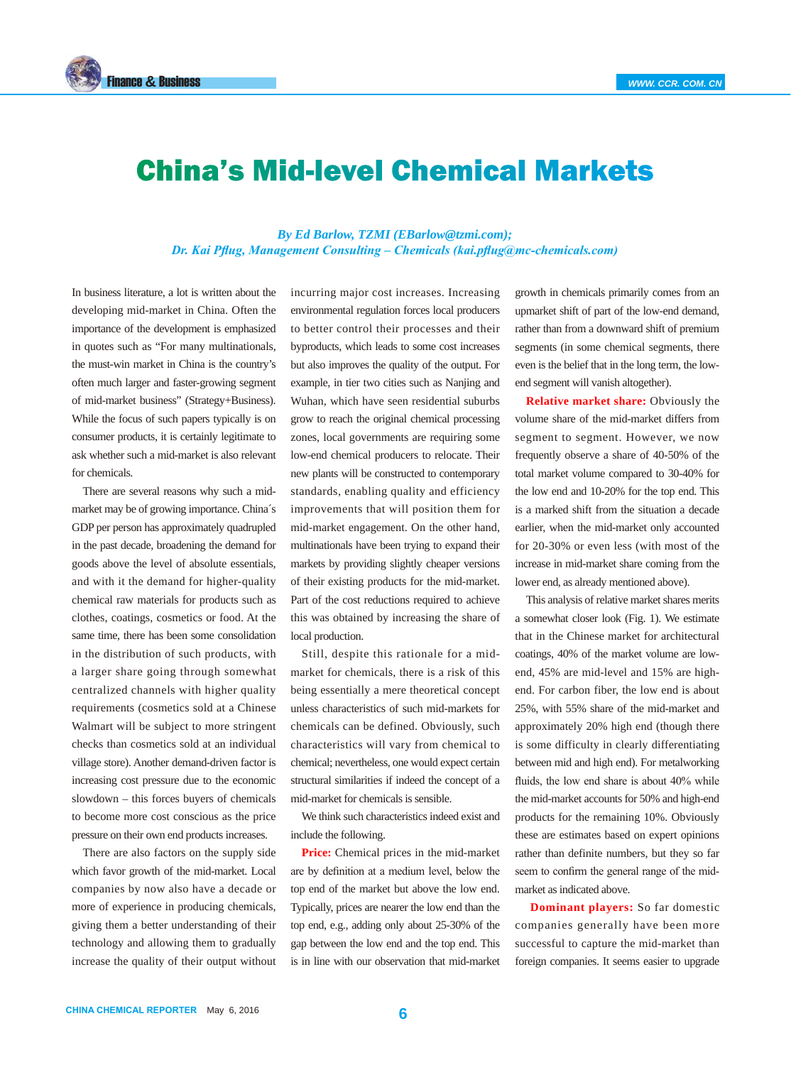# China's Mid-level Chemical Markets

*By Ed Barlow, TZMI (EBarlow@tzmi.com); Dr. Kai Pflug, Management Consulting – Chemicals (kai.pflug@mc-chemicals.com)*

In business literature, a lot is written about the developing mid-market in China. Often the importance of the development is emphasized in quotes such as "For many multinationals, the must-win market in China is the country's often much larger and faster-growing segment of mid-market business" (Strategy+Business). While the focus of such papers typically is on consumer products, it is certainly legitimate to ask whether such a mid-market is also relevant for chemicals.

There are several reasons why such a mid-market may be of growing importance. China´s GDP per person has approximately quadrupled in the past decade, broadening the demand for goods above the level of absolute essentials, and with it the demand for higher-quality chemical raw materials for products such as clothes, coatings, cosmetics or food. At the same time, there has been some consolidation in the distribution of such products, with a larger share going through somewhat centralized channels with higher quality requirements (cosmetics sold at a Chinese Walmart will be subject to more stringent checks than cosmetics sold at an individual village store). Another demand-driven factor is increasing cost pressure due to the economic slowdown – this forces buyers of chemicals to become more cost conscious as the price pressure on their own end products increases.

There are also factors on the supply side which favor growth of the mid-market. Local companies by now also have a decade or more of experience in producing chemicals, giving them a better understanding of their technology and allowing them to gradually increase the quality of their output without incurring major cost increases. Increasing environmental regulation forces local producers to better control their processes and their byproducts, which leads to some cost increases but also improves the quality of the output. For example, in tier two cities such as Nanjing and Wuhan, which have seen residential suburbs grow to reach the original chemical processing zones, local governments are requiring some low-end chemical producers to relocate. Their new plants will be constructed to contemporary standards, enabling quality and efficiency improvements that will position them for mid-market engagement. On the other hand, multinationals have been trying to expand their markets by providing slightly cheaper versions of their existing products for the mid-market. Part of the cost reductions required to achieve this was obtained by increasing the share of local production.

Still, despite this rationale for a mid-market for chemicals, there is a risk of this being essentially a mere theoretical concept unless characteristics of such mid-markets for chemicals can be defined. Obviously, such characteristics will vary from chemical to chemical; nevertheless, one would expect certain structural similarities if indeed the concept of a mid-market for chemicals is sensible.

We think such characteristics indeed exist and include the following.

**Price:** Chemical prices in the mid-market are by definition at a medium level, below the top end of the market but above the low end. Typically, prices are nearer the low end than the top end, e.g., adding only about 25-30% of the gap between the low end and the top end. This is in line with our observation that mid-market growth in chemicals primarily comes from an upmarket shift of part of the low-end demand, rather than from a downward shift of premium segments (in some chemical segments, there even is the belief that in the long term, the low-end segment will vanish altogether).

**Relative market share:** Obviously the volume share of the mid-market differs from segment to segment. However, we now frequently observe a share of 40-50% of the total market volume compared to 30-40% for the low end and 10-20% for the top end. This is a marked shift from the situation a decade earlier, when the mid-market only accounted for 20-30% or even less (with most of the increase in mid-market share coming from the lower end, as already mentioned above).

This analysis of relative market shares merits a somewhat closer look (Fig. 1). We estimate that in the Chinese market for architectural coatings, 40% of the market volume are low-end, 45% are mid-level and 15% are high-end. For carbon fiber, the low end is about 25%, with 55% share of the mid-market and approximately 20% high end (though there is some difficulty in clearly differentiating between mid and high end). For metalworking fluids, the low end share is about 40% while the mid-market accounts for 50% and high-end products for the remaining 10%. Obviously these are estimates based on expert opinions rather than definite numbers, but they so far seem to confirm the general range of the mid-market as indicated above.

**Dominant players:** So far domestic companies generally have been more successful to capture the mid-market than foreign companies. It seems easier to upgrade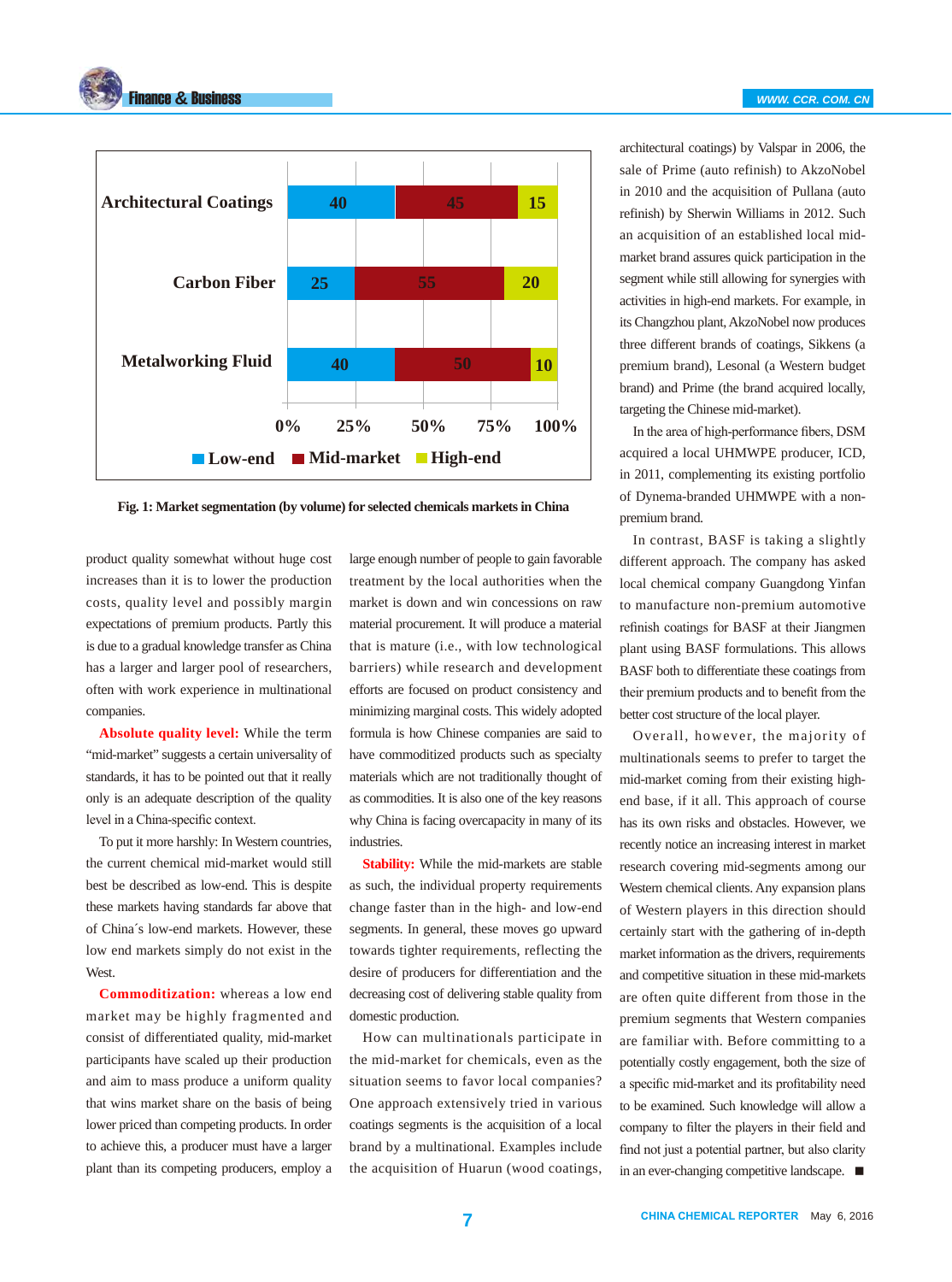Architectural Coatings
40
45
15
Carbon Fiber
25
55
20
Metalworking Fluid
40
50
10
0%
25%
50%
75%
100%
Low-end
Mid-market
High-end

**Fig. 1: Market segmentation (by volume) for selected chemicals markets in China**

product quality somewhat without huge cost increases than it is to lower the production costs, quality level and possibly margin expectations of premium products. Partly this is due to a gradual knowledge transfer as China has a larger and larger pool of researchers, often with work experience in multinational companies.

**Absolute quality level:** While the term "mid-market" suggests a certain universality of standards, it has to be pointed out that it really only is an adequate description of the quality level in a China-specific context.

To put it more harshly: In Western countries, the current chemical mid-market would still best be described as low-end. This is despite these markets having standards far above that of China´s low-end markets. However, these low end markets simply do not exist in the West.

**Commoditization:** whereas a low end market may be highly fragmented and consist of differentiated quality, mid-market participants have scaled up their production and aim to mass produce a uniform quality that wins market share on the basis of being lower priced than competing products. In order to achieve this, a producer must have a larger plant than its competing producers, employ a large enough number of people to gain favorable treatment by the local authorities when the market is down and win concessions on raw material procurement. It will produce a material that is mature (i.e., with low technological barriers) while research and development efforts are focused on product consistency and minimizing marginal costs. This widely adopted formula is how Chinese companies are said to have commoditized products such as specialty materials which are not traditionally thought of as commodities. It is also one of the key reasons why China is facing overcapacity in many of its industries.

**Stability:** While the mid-markets are stable as such, the individual property requirements change faster than in the high- and low-end segments. In general, these moves go upward towards tighter requirements, reflecting the desire of producers for differentiation and the decreasing cost of delivering stable quality from domestic production.

How can multinationals participate in the mid-market for chemicals, even as the situation seems to favor local companies? One approach extensively tried in various coatings segments is the acquisition of a local brand by a multinational. Examples include the acquisition of Huarun (wood coatings, architectural coatings) by Valspar in 2006, the sale of Prime (auto refinish) to AkzoNobel in 2010 and the acquisition of Pullana (auto refinish) by Sherwin Williams in 2012. Such an acquisition of an established local mid-market brand assures quick participation in the segment while still allowing for synergies with activities in high-end markets. For example, in its Changzhou plant, AkzoNobel now produces three different brands of coatings, Sikkens (a premium brand), Lesonal (a Western budget brand) and Prime (the brand acquired locally, targeting the Chinese mid-market).

In the area of high-performance fibers, DSM acquired a local UHMWPE producer, ICD, in 2011, complementing its existing portfolio of Dynema-branded UHMWPE with a non-premium brand.

In contrast, BASF is taking a slightly different approach. The company has asked local chemical company Guangdong Yinfan to manufacture non-premium automotive refinish coatings for BASF at their Jiangmen plant using BASF formulations. This allows BASF both to differentiate these coatings from their premium products and to benefit from the better cost structure of the local player.

Overall, however, the majority of multinationals seems to prefer to target the mid-market coming from their existing high-end base, if it all. This approach of course has its own risks and obstacles. However, we recently notice an increasing interest in market research covering mid-segments among our Western chemical clients. Any expansion plans of Western players in this direction should certainly start with the gathering of in-depth market information as the drivers, requirements and competitive situation in these mid-markets are often quite different from those in the premium segments that Western companies are familiar with. Before committing to a potentially costly engagement, both the size of a specific mid-market and its profitability need to be examined. Such knowledge will allow a company to filter the players in their field and find not just a potential partner, but also clarity in an ever-changing competitive landscape. ■